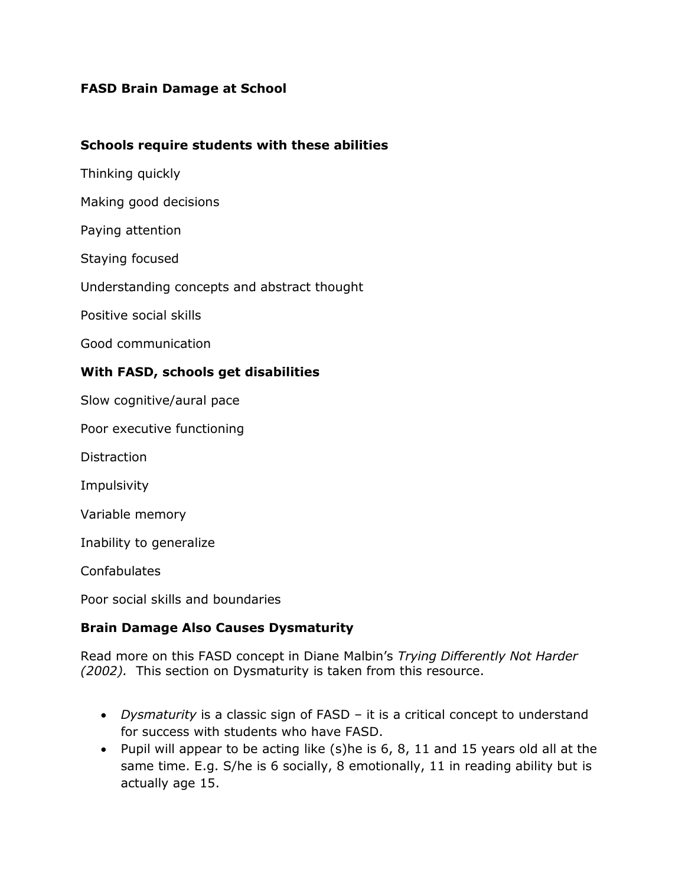# FASD Brain Damage at School

## Schools require students with these abilities

Thinking quickly

Making good decisions

Paying attention

Staying focused

Understanding concepts and abstract thought

Positive social skills

Good communication

## With FASD, schools get disabilities

Slow cognitive/aural pace

Poor executive functioning

Distraction

Impulsivity

Variable memory

Inability to generalize

Confabulates

Poor social skills and boundaries

## Brain Damage Also Causes Dysmaturity

Read more on this FASD concept in Diane Malbin's *Trying Differently Not Harder (2002).* This section on Dysmaturity is taken from this resource.

- *Dysmaturity* is a classic sign of FASD – it is a critical concept to understand for success with students who have FASD.
- Pupil will appear to be acting like (s)he is 6, 8, 11 and 15 years old all at the same time. E.g. S/he is 6 socially, 8 emotionally, 11 in reading ability but is actually age 15.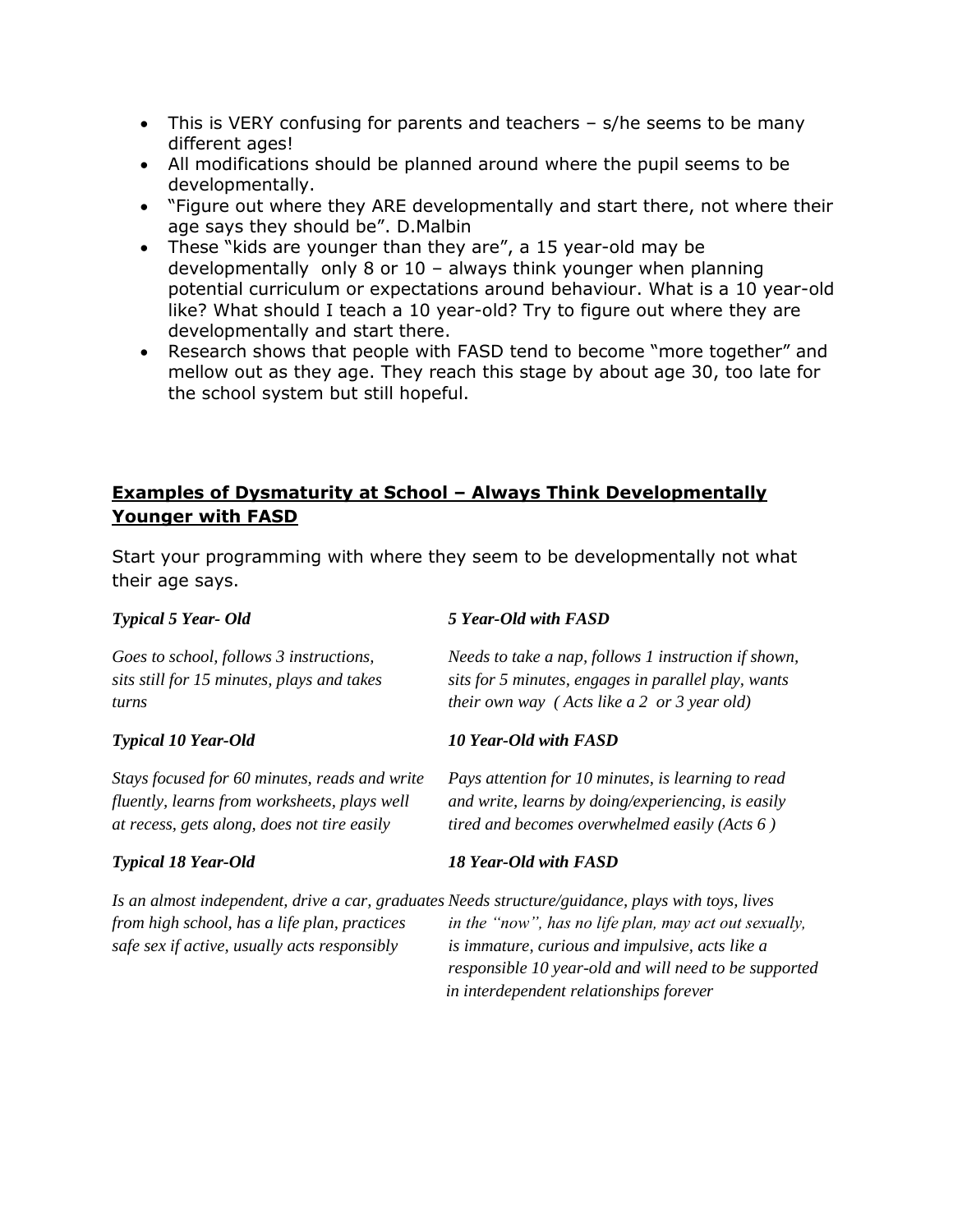- This is VERY confusing for parents and teachers – s/he seems to be many different ages!
- All modifications should be planned around where the pupil seems to be developmentally.
- "Figure out where they ARE developmentally and start there, not where their age says they should be". D.Malbin
- These "kids are younger than they are", a 15 year-old may be developmentally only 8 or 10 – always think younger when planning potential curriculum or expectations around behaviour. What is a 10 year-old like? What should I teach a 10 year-old? Try to figure out where they are developmentally and start there.
- Research shows that people with FASD tend to become "more together" and mellow out as they age. They reach this stage by about age 30, too late for the school system but still hopeful.

## Examples of Dysmaturity at School – Always Think Developmentally Younger with FASD

Start your programming with where they seem to be developmentally not what their age says.

| | |
|---|---|
| ***Typical 5 Year- Old*** | ***5 Year-Old with FASD*** |
| *Goes to school, follows 3 instructions, sits still for 15 minutes, plays and takes turns* | *Needs to take a nap, follows 1 instruction if shown, sits for 5 minutes, engages in parallel play, wants their own way ( Acts like a 2 or 3 year old)* |
| ***Typical 10 Year-Old*** | ***10 Year-Old with FASD*** |
| *Stays focused for 60 minutes, reads and write fluently, learns from worksheets, plays well at recess, gets along, does not tire easily* | *Pays attention for 10 minutes, is learning to read and write, learns by doing/experiencing, is easily tired and becomes overwhelmed easily (Acts 6 )* |
| ***Typical 18 Year-Old*** | ***18 Year-Old with FASD*** |
| *Is an almost independent, drive a car, graduates from high school, has a life plan, practices safe sex if active, usually acts responsibly* | *Needs structure/guidance, plays with toys, lives in the "now", has no life plan, may act out sexually, is immature, curious and impulsive, acts like a responsible 10 year-old and will need to be supported in interdependent relationships forever* |